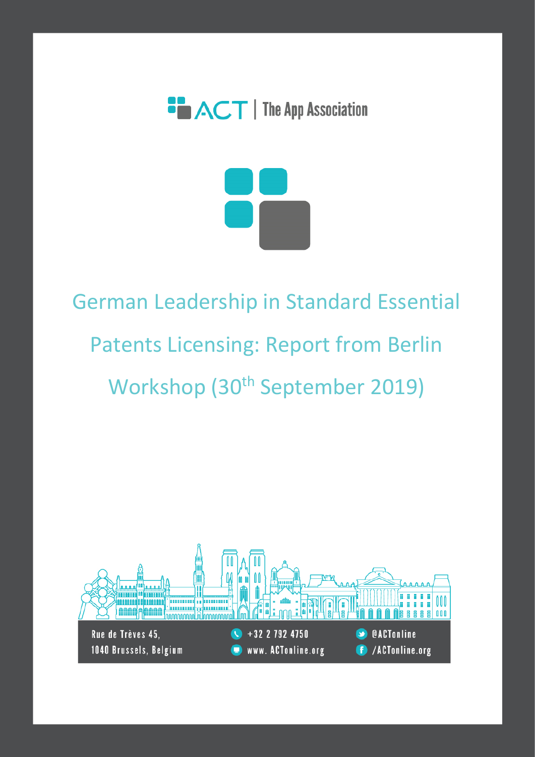ACT | The App Association

# German Leadership in Standard Essential Patents Licensing: Report from Berlin Workshop (30th September 2019)

Rue de Trèves 45,
1040 Brussels, Belgium

+32 2 792 4750
www. ACTonline.org

@ACTonline
/ACTonline.org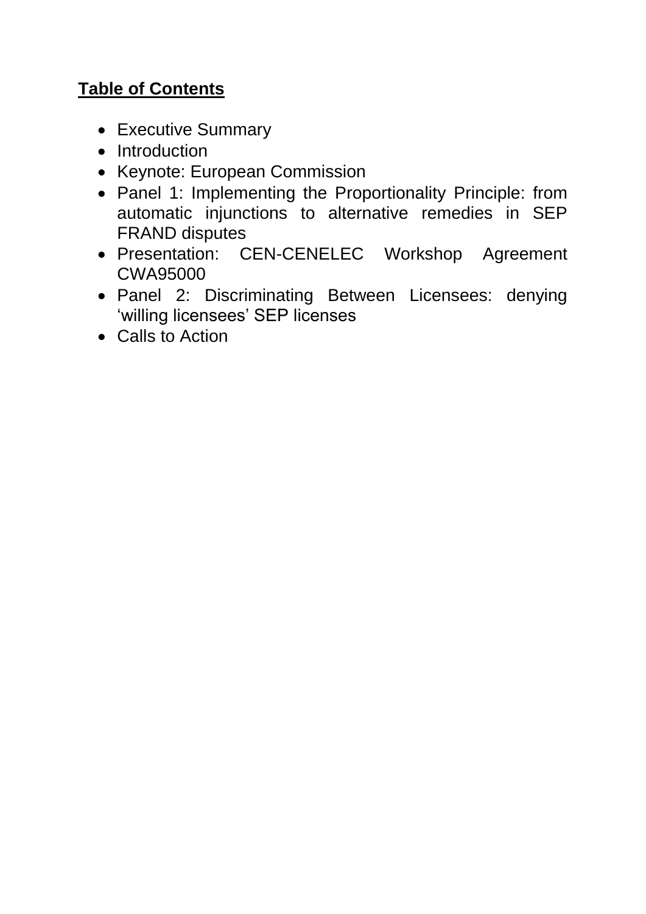**Table of Contents**

- Executive Summary
- Introduction
- Keynote: European Commission
- Panel 1: Implementing the Proportionality Principle: from automatic injunctions to alternative remedies in SEP FRAND disputes
- Presentation: CEN-CENELEC Workshop Agreement CWA95000
- Panel 2: Discriminating Between Licensees: denying ‘willing licensees’ SEP licenses
- Calls to Action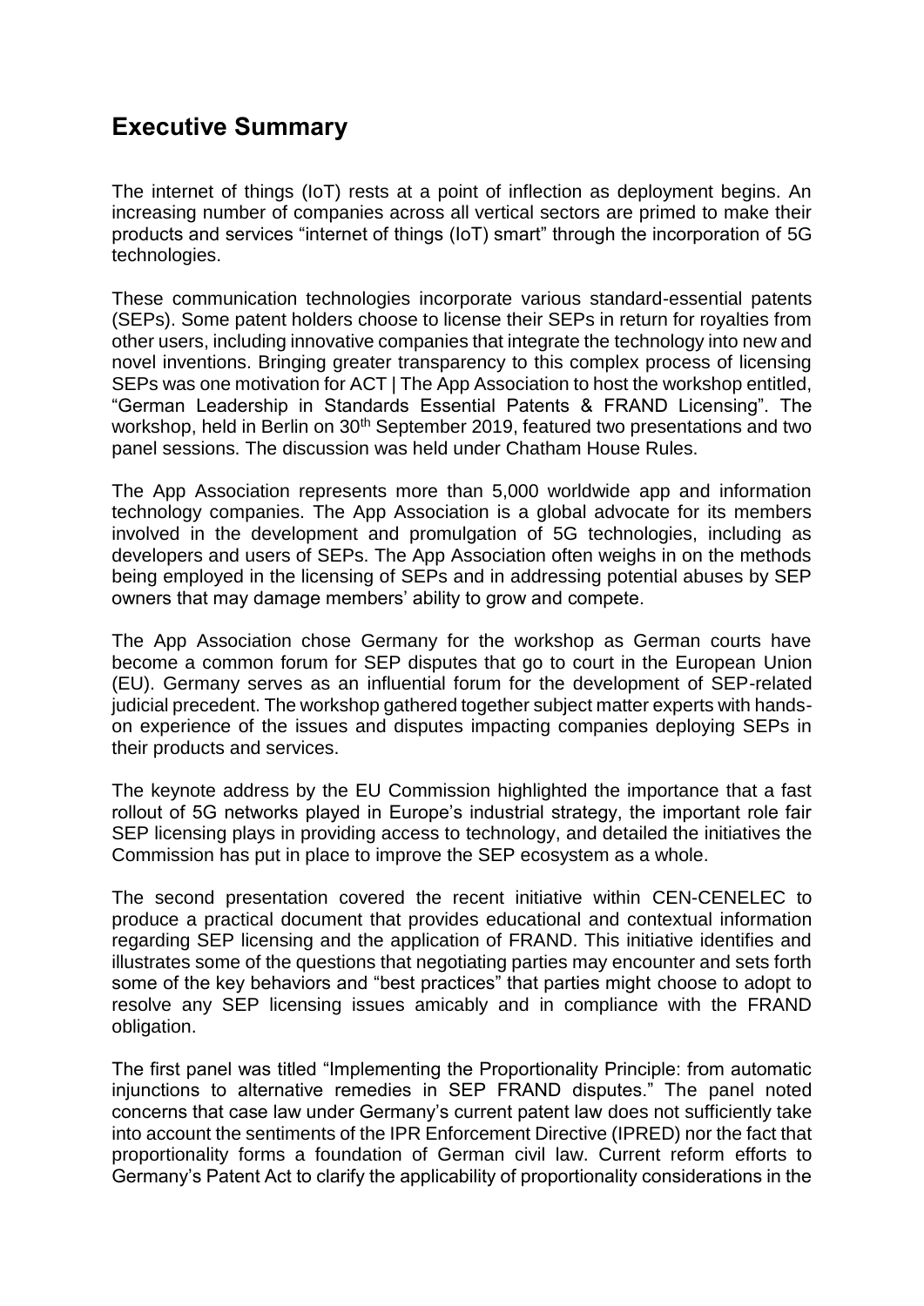## Executive Summary

The internet of things (IoT) rests at a point of inflection as deployment begins. An increasing number of companies across all vertical sectors are primed to make their products and services "internet of things (IoT) smart" through the incorporation of 5G technologies.

These communication technologies incorporate various standard-essential patents (SEPs). Some patent holders choose to license their SEPs in return for royalties from other users, including innovative companies that integrate the technology into new and novel inventions. Bringing greater transparency to this complex process of licensing SEPs was one motivation for ACT | The App Association to host the workshop entitled, "German Leadership in Standards Essential Patents & FRAND Licensing". The workshop, held in Berlin on 30th September 2019, featured two presentations and two panel sessions. The discussion was held under Chatham House Rules.

The App Association represents more than 5,000 worldwide app and information technology companies. The App Association is a global advocate for its members involved in the development and promulgation of 5G technologies, including as developers and users of SEPs. The App Association often weighs in on the methods being employed in the licensing of SEPs and in addressing potential abuses by SEP owners that may damage members' ability to grow and compete.

The App Association chose Germany for the workshop as German courts have become a common forum for SEP disputes that go to court in the European Union (EU). Germany serves as an influential forum for the development of SEP-related judicial precedent. The workshop gathered together subject matter experts with hands-on experience of the issues and disputes impacting companies deploying SEPs in their products and services.

The keynote address by the EU Commission highlighted the importance that a fast rollout of 5G networks played in Europe's industrial strategy, the important role fair SEP licensing plays in providing access to technology, and detailed the initiatives the Commission has put in place to improve the SEP ecosystem as a whole.

The second presentation covered the recent initiative within CEN-CENELEC to produce a practical document that provides educational and contextual information regarding SEP licensing and the application of FRAND. This initiative identifies and illustrates some of the questions that negotiating parties may encounter and sets forth some of the key behaviors and "best practices" that parties might choose to adopt to resolve any SEP licensing issues amicably and in compliance with the FRAND obligation.

The first panel was titled "Implementing the Proportionality Principle: from automatic injunctions to alternative remedies in SEP FRAND disputes." The panel noted concerns that case law under Germany's current patent law does not sufficiently take into account the sentiments of the IPR Enforcement Directive (IPRED) nor the fact that proportionality forms a foundation of German civil law. Current reform efforts to Germany's Patent Act to clarify the applicability of proportionality considerations in the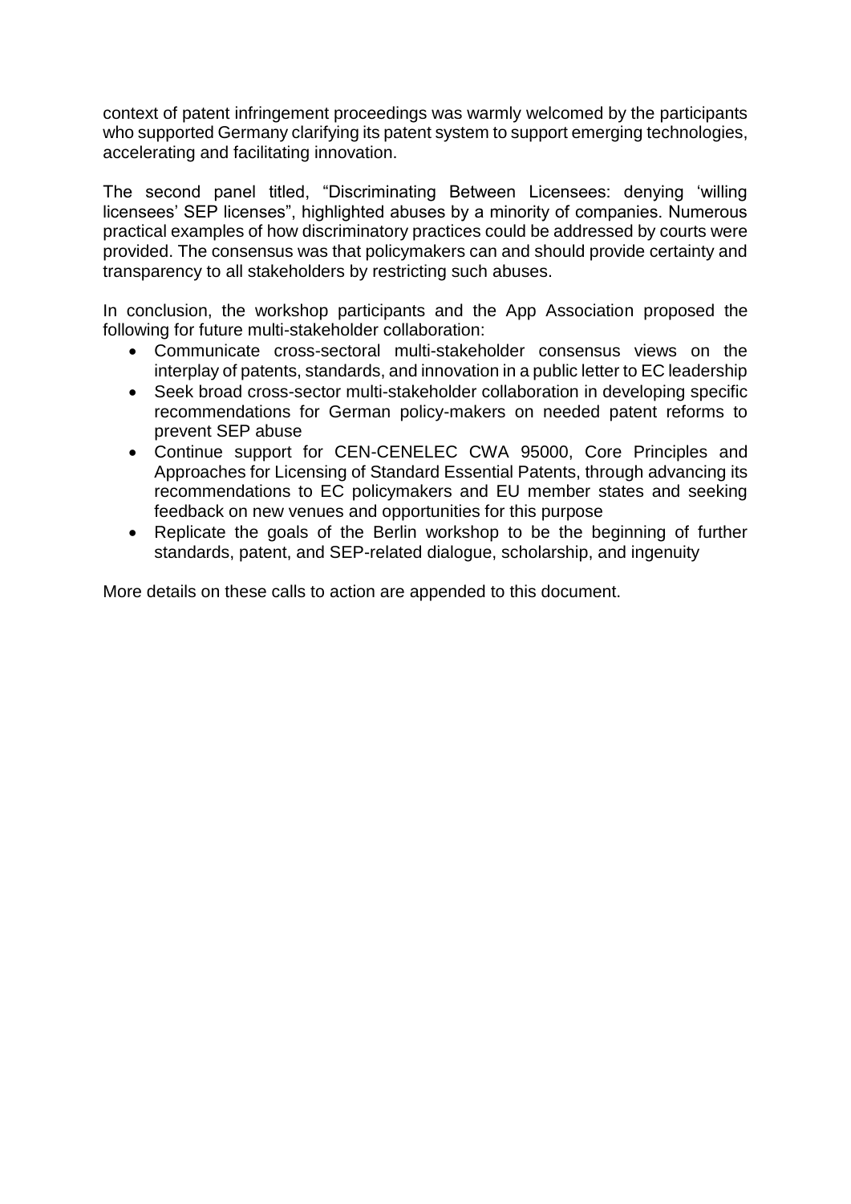context of patent infringement proceedings was warmly welcomed by the participants who supported Germany clarifying its patent system to support emerging technologies, accelerating and facilitating innovation.

The second panel titled, "Discriminating Between Licensees: denying 'willing licensees' SEP licenses", highlighted abuses by a minority of companies. Numerous practical examples of how discriminatory practices could be addressed by courts were provided. The consensus was that policymakers can and should provide certainty and transparency to all stakeholders by restricting such abuses.

In conclusion, the workshop participants and the App Association proposed the following for future multi-stakeholder collaboration:

- Communicate cross-sectoral multi-stakeholder consensus views on the interplay of patents, standards, and innovation in a public letter to EC leadership
- Seek broad cross-sector multi-stakeholder collaboration in developing specific recommendations for German policy-makers on needed patent reforms to prevent SEP abuse
- Continue support for CEN-CENELEC CWA 95000, Core Principles and Approaches for Licensing of Standard Essential Patents, through advancing its recommendations to EC policymakers and EU member states and seeking feedback on new venues and opportunities for this purpose
- Replicate the goals of the Berlin workshop to be the beginning of further standards, patent, and SEP-related dialogue, scholarship, and ingenuity

More details on these calls to action are appended to this document.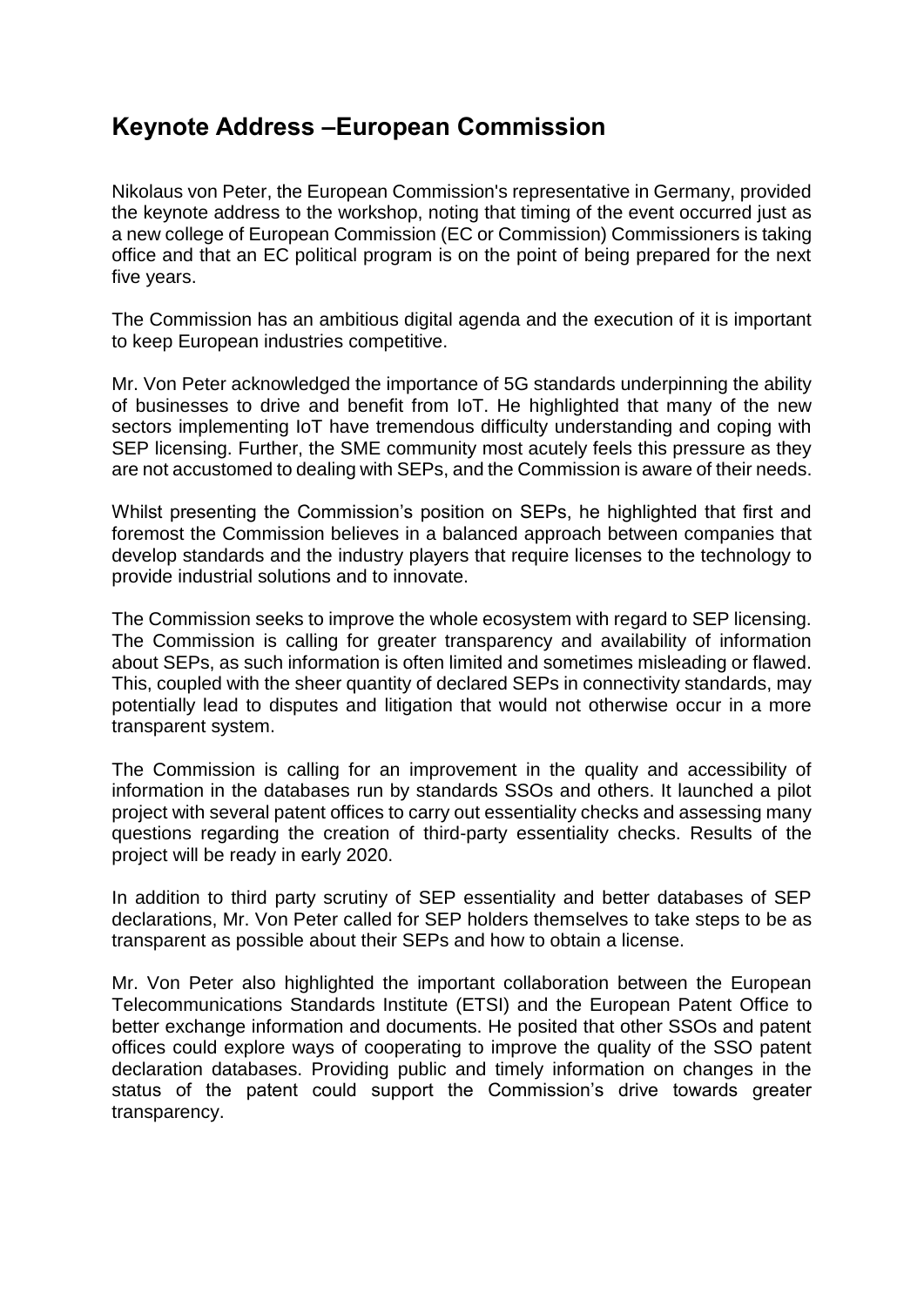## Keynote Address –European Commission

Nikolaus von Peter, the European Commission's representative in Germany, provided the keynote address to the workshop, noting that timing of the event occurred just as a new college of European Commission (EC or Commission) Commissioners is taking office and that an EC political program is on the point of being prepared for the next five years.

The Commission has an ambitious digital agenda and the execution of it is important to keep European industries competitive.

Mr. Von Peter acknowledged the importance of 5G standards underpinning the ability of businesses to drive and benefit from IoT. He highlighted that many of the new sectors implementing IoT have tremendous difficulty understanding and coping with SEP licensing. Further, the SME community most acutely feels this pressure as they are not accustomed to dealing with SEPs, and the Commission is aware of their needs.

Whilst presenting the Commission's position on SEPs, he highlighted that first and foremost the Commission believes in a balanced approach between companies that develop standards and the industry players that require licenses to the technology to provide industrial solutions and to innovate.

The Commission seeks to improve the whole ecosystem with regard to SEP licensing. The Commission is calling for greater transparency and availability of information about SEPs, as such information is often limited and sometimes misleading or flawed. This, coupled with the sheer quantity of declared SEPs in connectivity standards, may potentially lead to disputes and litigation that would not otherwise occur in a more transparent system.

The Commission is calling for an improvement in the quality and accessibility of information in the databases run by standards SSOs and others. It launched a pilot project with several patent offices to carry out essentiality checks and assessing many questions regarding the creation of third-party essentiality checks. Results of the project will be ready in early 2020.

In addition to third party scrutiny of SEP essentiality and better databases of SEP declarations, Mr. Von Peter called for SEP holders themselves to take steps to be as transparent as possible about their SEPs and how to obtain a license.

Mr. Von Peter also highlighted the important collaboration between the European Telecommunications Standards Institute (ETSI) and the European Patent Office to better exchange information and documents. He posited that other SSOs and patent offices could explore ways of cooperating to improve the quality of the SSO patent declaration databases. Providing public and timely information on changes in the status of the patent could support the Commission's drive towards greater transparency.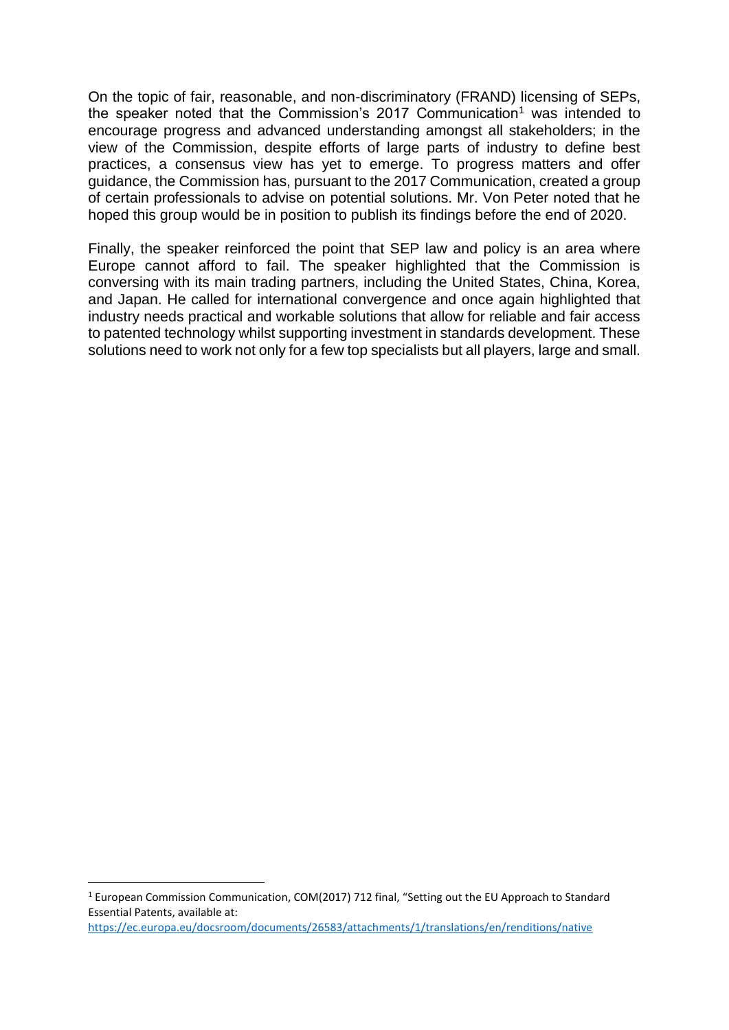On the topic of fair, reasonable, and non-discriminatory (FRAND) licensing of SEPs, the speaker noted that the Commission's 2017 Communication[1] was intended to encourage progress and advanced understanding amongst all stakeholders; in the view of the Commission, despite efforts of large parts of industry to define best practices, a consensus view has yet to emerge. To progress matters and offer guidance, the Commission has, pursuant to the 2017 Communication, created a group of certain professionals to advise on potential solutions. Mr. Von Peter noted that he hoped this group would be in position to publish its findings before the end of 2020.

Finally, the speaker reinforced the point that SEP law and policy is an area where Europe cannot afford to fail. The speaker highlighted that the Commission is conversing with its main trading partners, including the United States, China, Korea, and Japan. He called for international convergence and once again highlighted that industry needs practical and workable solutions that allow for reliable and fair access to patented technology whilst supporting investment in standards development. These solutions need to work not only for a few top specialists but all players, large and small.

---

[1] European Commission Communication, COM(2017) 712 final, "Setting out the EU Approach to Standard Essential Patents, available at: https://ec.europa.eu/docsroom/documents/26583/attachments/1/translations/en/renditions/native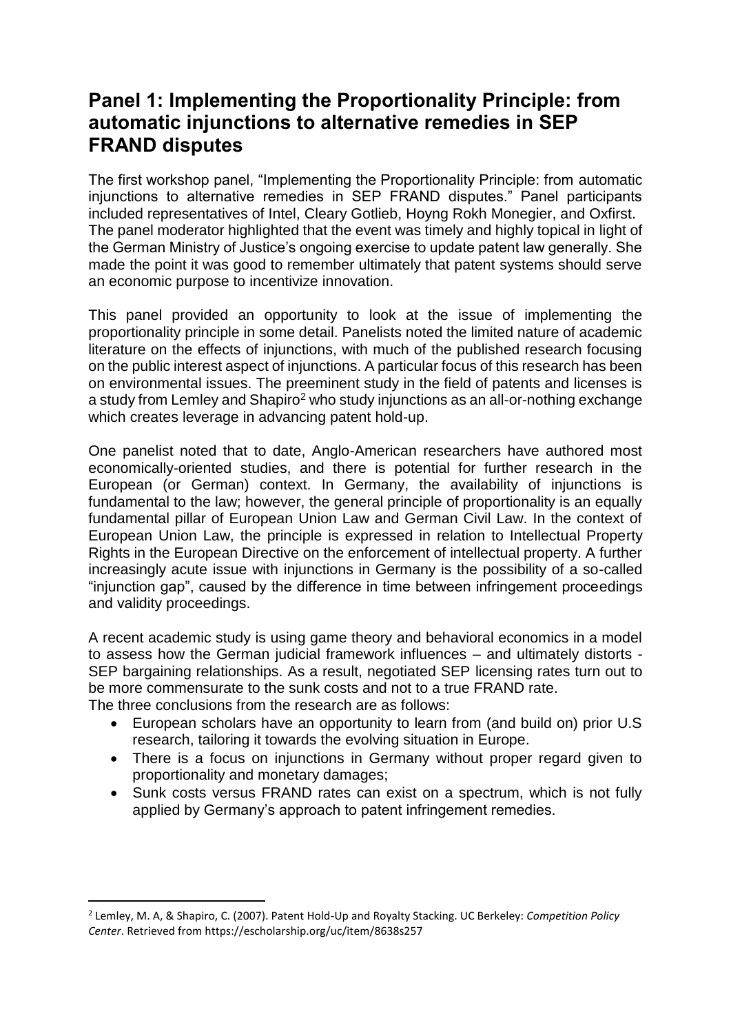## Panel 1: Implementing the Proportionality Principle: from automatic injunctions to alternative remedies in SEP FRAND disputes

The first workshop panel, "Implementing the Proportionality Principle: from automatic injunctions to alternative remedies in SEP FRAND disputes." Panel participants included representatives of Intel, Cleary Gotlieb, Hoyng Rokh Monegier, and Oxfirst. The panel moderator highlighted that the event was timely and highly topical in light of the German Ministry of Justice's ongoing exercise to update patent law generally. She made the point it was good to remember ultimately that patent systems should serve an economic purpose to incentivize innovation.

This panel provided an opportunity to look at the issue of implementing the proportionality principle in some detail. Panelists noted the limited nature of academic literature on the effects of injunctions, with much of the published research focusing on the public interest aspect of injunctions. A particular focus of this research has been on environmental issues. The preeminent study in the field of patents and licenses is a study from Lemley and Shapiro[2] who study injunctions as an all-or-nothing exchange which creates leverage in advancing patent hold-up.

One panelist noted that to date, Anglo-American researchers have authored most economically-oriented studies, and there is potential for further research in the European (or German) context. In Germany, the availability of injunctions is fundamental to the law; however, the general principle of proportionality is an equally fundamental pillar of European Union Law and German Civil Law. In the context of European Union Law, the principle is expressed in relation to Intellectual Property Rights in the European Directive on the enforcement of intellectual property. A further increasingly acute issue with injunctions in Germany is the possibility of a so-called "injunction gap", caused by the difference in time between infringement proceedings and validity proceedings.

A recent academic study is using game theory and behavioral economics in a model to assess how the German judicial framework influences – and ultimately distorts - SEP bargaining relationships. As a result, negotiated SEP licensing rates turn out to be more commensurate to the sunk costs and not to a true FRAND rate.
The three conclusions from the research are as follows:

- European scholars have an opportunity to learn from (and build on) prior U.S research, tailoring it towards the evolving situation in Europe.
- There is a focus on injunctions in Germany without proper regard given to proportionality and monetary damages;
- Sunk costs versus FRAND rates can exist on a spectrum, which is not fully applied by Germany's approach to patent infringement remedies.

---

[2] Lemley, M. A, & Shapiro, C. (2007). Patent Hold-Up and Royalty Stacking. UC Berkeley: *Competition Policy Center*. Retrieved from https://escholarship.org/uc/item/8638s257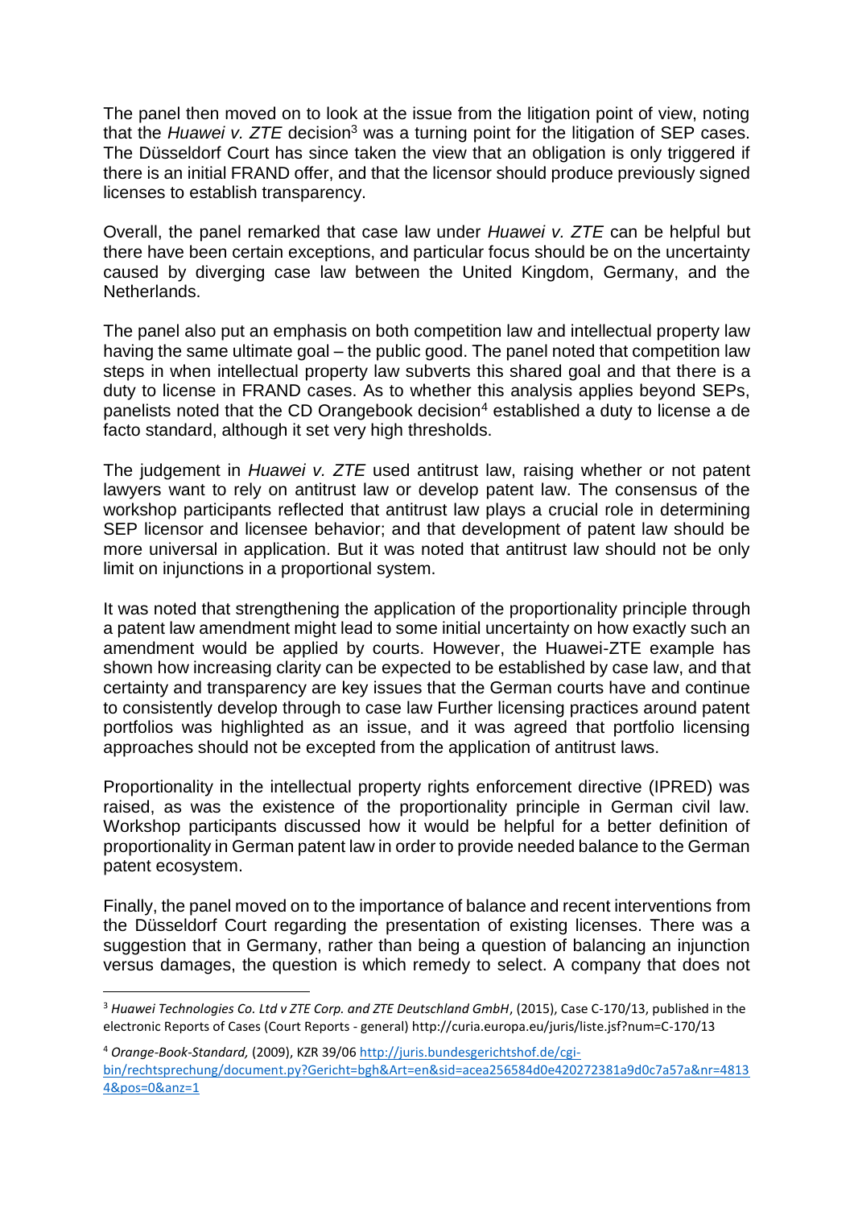The panel then moved on to look at the issue from the litigation point of view, noting that the *Huawei v. ZTE* decision[3] was a turning point for the litigation of SEP cases. The Düsseldorf Court has since taken the view that an obligation is only triggered if there is an initial FRAND offer, and that the licensor should produce previously signed licenses to establish transparency.

Overall, the panel remarked that case law under *Huawei v. ZTE* can be helpful but there have been certain exceptions, and particular focus should be on the uncertainty caused by diverging case law between the United Kingdom, Germany, and the Netherlands.

The panel also put an emphasis on both competition law and intellectual property law having the same ultimate goal – the public good. The panel noted that competition law steps in when intellectual property law subverts this shared goal and that there is a duty to license in FRAND cases. As to whether this analysis applies beyond SEPs, panelists noted that the CD Orangebook decision[4] established a duty to license a de facto standard, although it set very high thresholds.

The judgement in *Huawei v. ZTE* used antitrust law, raising whether or not patent lawyers want to rely on antitrust law or develop patent law. The consensus of the workshop participants reflected that antitrust law plays a crucial role in determining SEP licensor and licensee behavior; and that development of patent law should be more universal in application. But it was noted that antitrust law should not be only limit on injunctions in a proportional system.

It was noted that strengthening the application of the proportionality principle through a patent law amendment might lead to some initial uncertainty on how exactly such an amendment would be applied by courts. However, the Huawei-ZTE example has shown how increasing clarity can be expected to be established by case law, and that certainty and transparency are key issues that the German courts have and continue to consistently develop through to case law Further licensing practices around patent portfolios was highlighted as an issue, and it was agreed that portfolio licensing approaches should not be excepted from the application of antitrust laws.

Proportionality in the intellectual property rights enforcement directive (IPRED) was raised, as was the existence of the proportionality principle in German civil law. Workshop participants discussed how it would be helpful for a better definition of proportionality in German patent law in order to provide needed balance to the German patent ecosystem.

Finally, the panel moved on to the importance of balance and recent interventions from the Düsseldorf Court regarding the presentation of existing licenses. There was a suggestion that in Germany, rather than being a question of balancing an injunction versus damages, the question is which remedy to select. A company that does not

---

[3] *Huawei Technologies Co. Ltd v ZTE Corp. and ZTE Deutschland GmbH*, (2015), Case C-170/13, published in the electronic Reports of Cases (Court Reports - general) http://curia.europa.eu/juris/liste.jsf?num=C-170/13

[4] *Orange-Book-Standard,* (2009), KZR 39/06 http://juris.bundesgerichtshof.de/cgi-bin/rechtsprechung/document.py?Gericht=bgh&Art=en&sid=acea256584d0e420272381a9d0c7a57a&nr=48134&pos=0&anz=1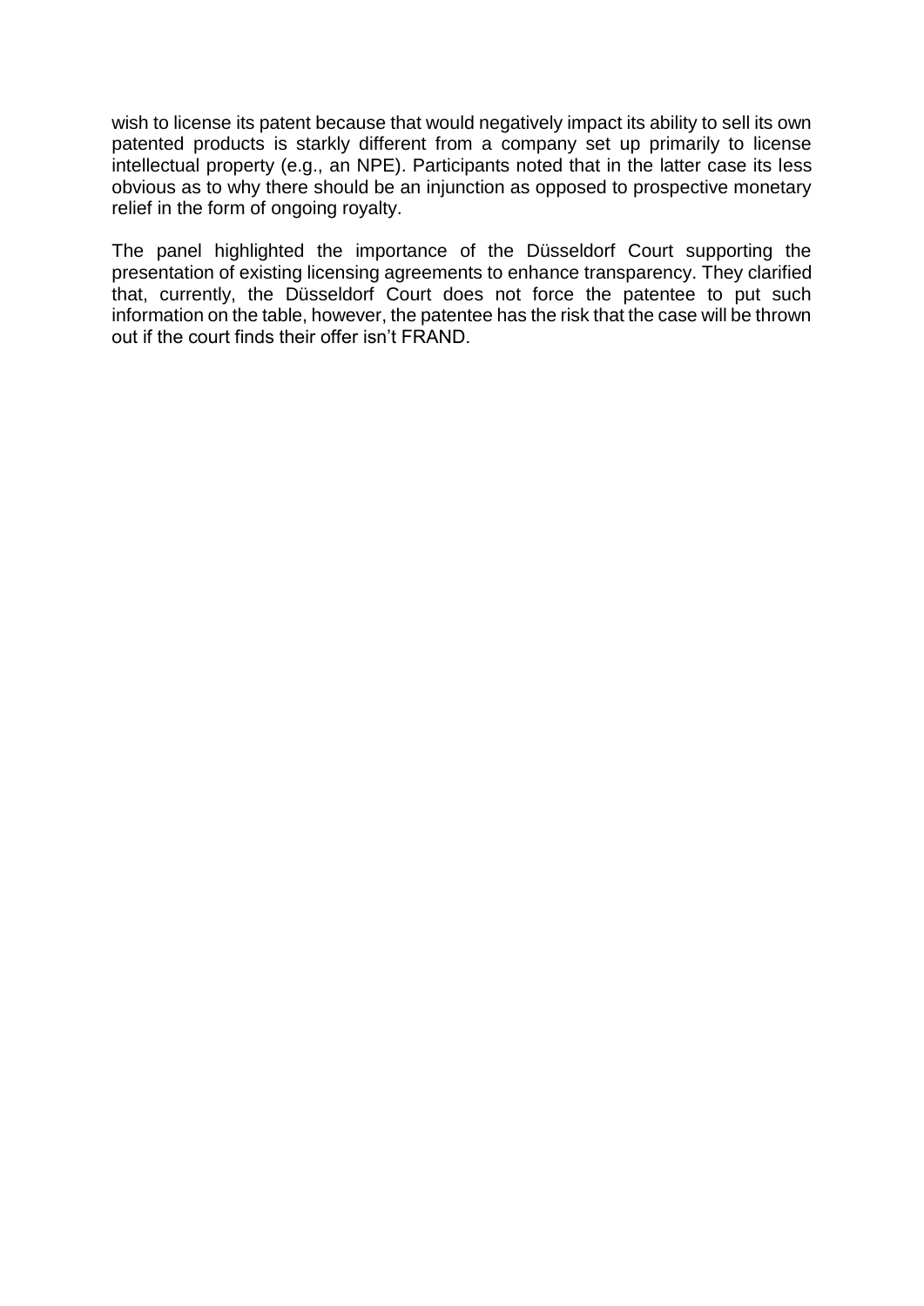wish to license its patent because that would negatively impact its ability to sell its own patented products is starkly different from a company set up primarily to license intellectual property (e.g., an NPE). Participants noted that in the latter case its less obvious as to why there should be an injunction as opposed to prospective monetary relief in the form of ongoing royalty.

The panel highlighted the importance of the Düsseldorf Court supporting the presentation of existing licensing agreements to enhance transparency. They clarified that, currently, the Düsseldorf Court does not force the patentee to put such information on the table, however, the patentee has the risk that the case will be thrown out if the court finds their offer isn't FRAND.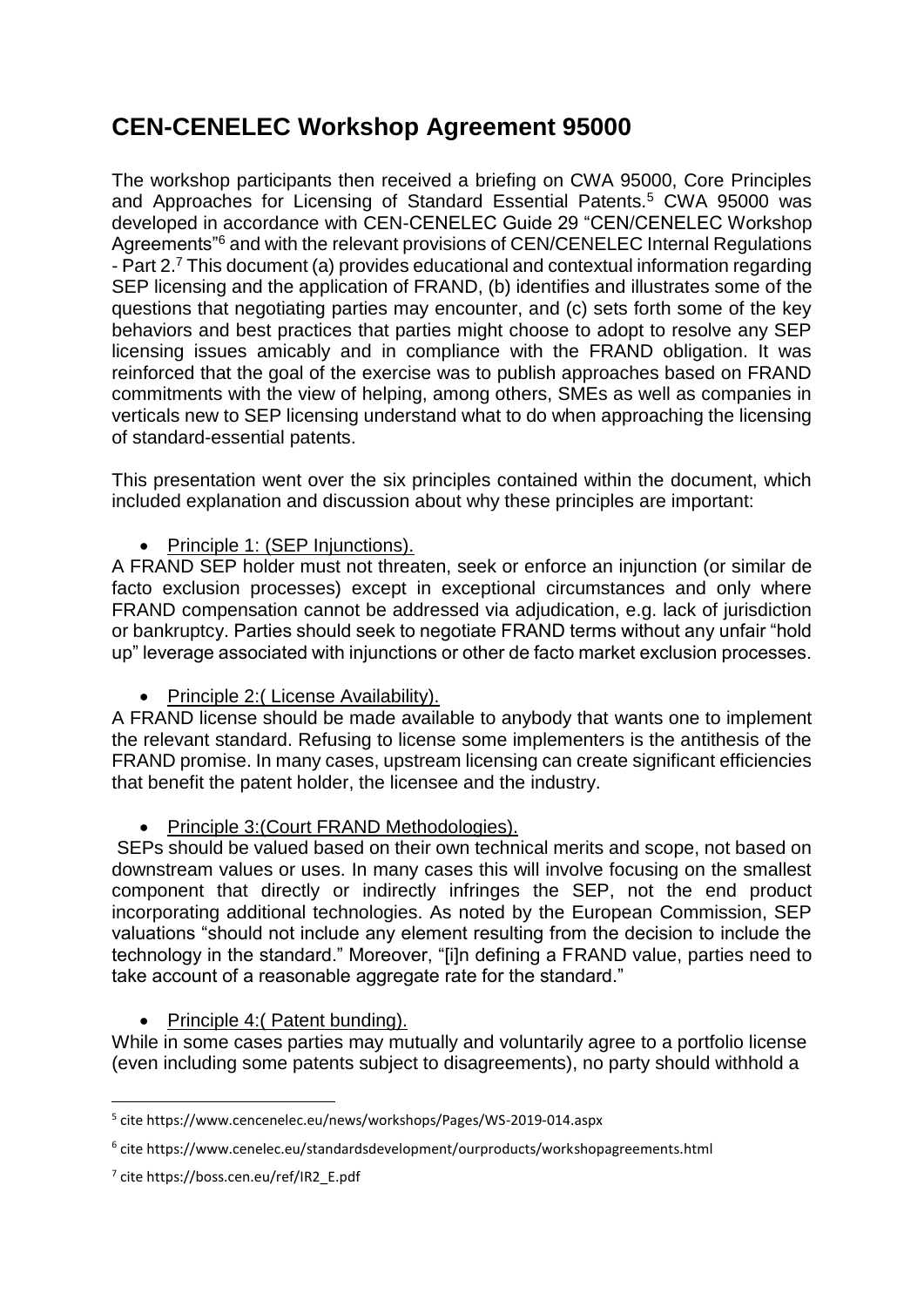# CEN-CENELEC Workshop Agreement 95000

The workshop participants then received a briefing on CWA 95000, Core Principles and Approaches for Licensing of Standard Essential Patents.[5] CWA 95000 was developed in accordance with CEN-CENELEC Guide 29 "CEN/CENELEC Workshop Agreements"[6] and with the relevant provisions of CEN/CENELEC Internal Regulations - Part 2.[7] This document (a) provides educational and contextual information regarding SEP licensing and the application of FRAND, (b) identifies and illustrates some of the questions that negotiating parties may encounter, and (c) sets forth some of the key behaviors and best practices that parties might choose to adopt to resolve any SEP licensing issues amicably and in compliance with the FRAND obligation. It was reinforced that the goal of the exercise was to publish approaches based on FRAND commitments with the view of helping, among others, SMEs as well as companies in verticals new to SEP licensing understand what to do when approaching the licensing of standard-essential patents.

This presentation went over the six principles contained within the document, which included explanation and discussion about why these principles are important:

- Principle 1: (SEP Injunctions).

A FRAND SEP holder must not threaten, seek or enforce an injunction (or similar de facto exclusion processes) except in exceptional circumstances and only where FRAND compensation cannot be addressed via adjudication, e.g. lack of jurisdiction or bankruptcy. Parties should seek to negotiate FRAND terms without any unfair "hold up" leverage associated with injunctions or other de facto market exclusion processes.

- Principle 2:( License Availability).

A FRAND license should be made available to anybody that wants one to implement the relevant standard. Refusing to license some implementers is the antithesis of the FRAND promise. In many cases, upstream licensing can create significant efficiencies that benefit the patent holder, the licensee and the industry.

- Principle 3:(Court FRAND Methodologies).

SEPs should be valued based on their own technical merits and scope, not based on downstream values or uses. In many cases this will involve focusing on the smallest component that directly or indirectly infringes the SEP, not the end product incorporating additional technologies. As noted by the European Commission, SEP valuations "should not include any element resulting from the decision to include the technology in the standard." Moreover, "[i]n defining a FRAND value, parties need to take account of a reasonable aggregate rate for the standard."

- Principle 4:( Patent bunding).

While in some cases parties may mutually and voluntarily agree to a portfolio license (even including some patents subject to disagreements), no party should withhold a

---

[5] cite https://www.cencenelec.eu/news/workshops/Pages/WS-2019-014.aspx

[6] cite https://www.cenelec.eu/standardsdevelopment/ourproducts/workshopagreements.html

[7] cite https://boss.cen.eu/ref/IR2_E.pdf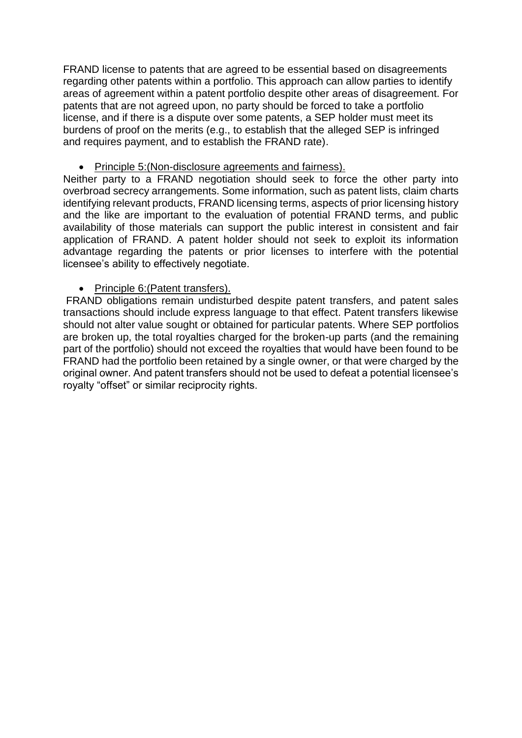FRAND license to patents that are agreed to be essential based on disagreements regarding other patents within a portfolio. This approach can allow parties to identify areas of agreement within a patent portfolio despite other areas of disagreement. For patents that are not agreed upon, no party should be forced to take a portfolio license, and if there is a dispute over some patents, a SEP holder must meet its burdens of proof on the merits (e.g., to establish that the alleged SEP is infringed and requires payment, and to establish the FRAND rate).

- Principle 5:(Non-disclosure agreements and fairness).

Neither party to a FRAND negotiation should seek to force the other party into overbroad secrecy arrangements. Some information, such as patent lists, claim charts identifying relevant products, FRAND licensing terms, aspects of prior licensing history and the like are important to the evaluation of potential FRAND terms, and public availability of those materials can support the public interest in consistent and fair application of FRAND. A patent holder should not seek to exploit its information advantage regarding the patents or prior licenses to interfere with the potential licensee's ability to effectively negotiate.

- Principle 6:(Patent transfers).

FRAND obligations remain undisturbed despite patent transfers, and patent sales transactions should include express language to that effect. Patent transfers likewise should not alter value sought or obtained for particular patents. Where SEP portfolios are broken up, the total royalties charged for the broken-up parts (and the remaining part of the portfolio) should not exceed the royalties that would have been found to be FRAND had the portfolio been retained by a single owner, or that were charged by the original owner. And patent transfers should not be used to defeat a potential licensee's royalty "offset" or similar reciprocity rights.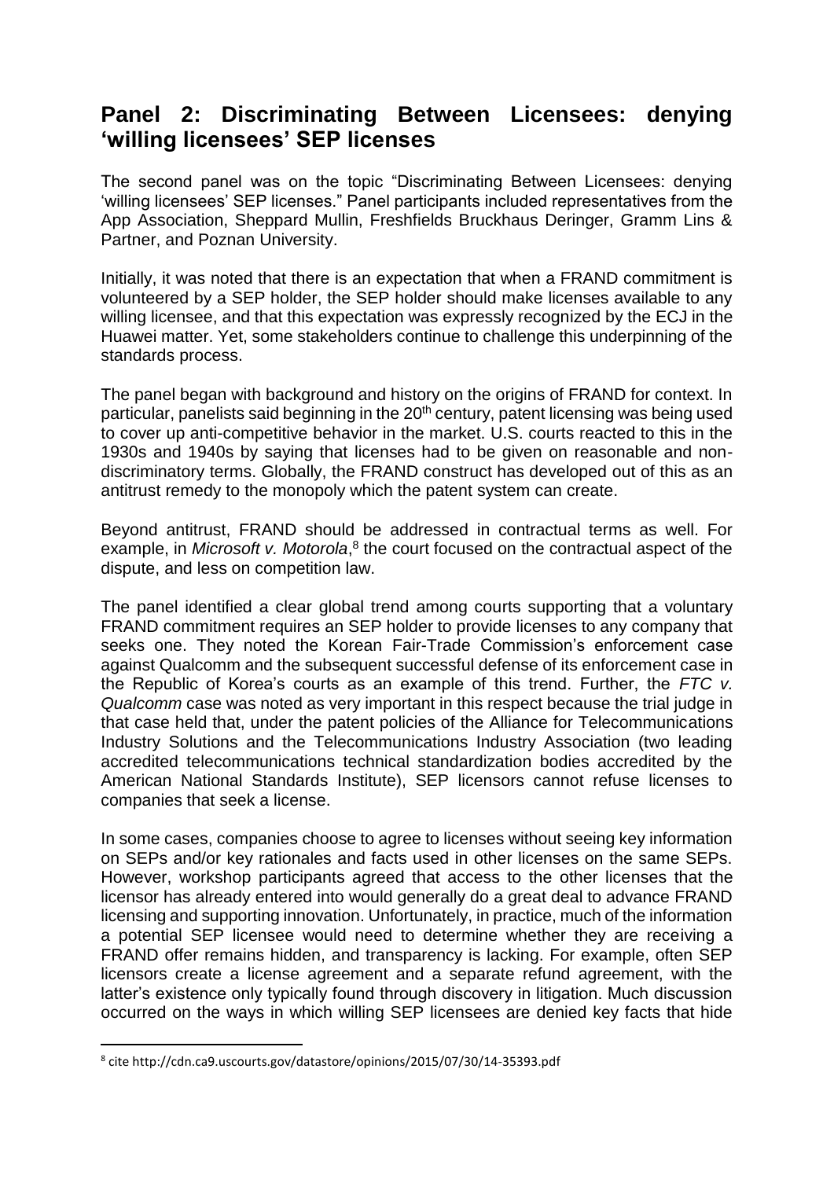## Panel 2: Discriminating Between Licensees: denying 'willing licensees' SEP licenses

The second panel was on the topic "Discriminating Between Licensees: denying 'willing licensees' SEP licenses." Panel participants included representatives from the App Association, Sheppard Mullin, Freshfields Bruckhaus Deringer, Gramm Lins & Partner, and Poznan University.

Initially, it was noted that there is an expectation that when a FRAND commitment is volunteered by a SEP holder, the SEP holder should make licenses available to any willing licensee, and that this expectation was expressly recognized by the ECJ in the Huawei matter. Yet, some stakeholders continue to challenge this underpinning of the standards process.

The panel began with background and history on the origins of FRAND for context. In particular, panelists said beginning in the 20th century, patent licensing was being used to cover up anti-competitive behavior in the market. U.S. courts reacted to this in the 1930s and 1940s by saying that licenses had to be given on reasonable and non-discriminatory terms. Globally, the FRAND construct has developed out of this as an antitrust remedy to the monopoly which the patent system can create.

Beyond antitrust, FRAND should be addressed in contractual terms as well. For example, in *Microsoft v. Motorola*,[8] the court focused on the contractual aspect of the dispute, and less on competition law.

The panel identified a clear global trend among courts supporting that a voluntary FRAND commitment requires an SEP holder to provide licenses to any company that seeks one. They noted the Korean Fair-Trade Commission's enforcement case against Qualcomm and the subsequent successful defense of its enforcement case in the Republic of Korea's courts as an example of this trend. Further, the *FTC v. Qualcomm* case was noted as very important in this respect because the trial judge in that case held that, under the patent policies of the Alliance for Telecommunications Industry Solutions and the Telecommunications Industry Association (two leading accredited telecommunications technical standardization bodies accredited by the American National Standards Institute), SEP licensors cannot refuse licenses to companies that seek a license.

In some cases, companies choose to agree to licenses without seeing key information on SEPs and/or key rationales and facts used in other licenses on the same SEPs. However, workshop participants agreed that access to the other licenses that the licensor has already entered into would generally do a great deal to advance FRAND licensing and supporting innovation. Unfortunately, in practice, much of the information a potential SEP licensee would need to determine whether they are receiving a FRAND offer remains hidden, and transparency is lacking. For example, often SEP licensors create a license agreement and a separate refund agreement, with the latter's existence only typically found through discovery in litigation. Much discussion occurred on the ways in which willing SEP licensees are denied key facts that hide

---

[8] cite http://cdn.ca9.uscourts.gov/datastore/opinions/2015/07/30/14-35393.pdf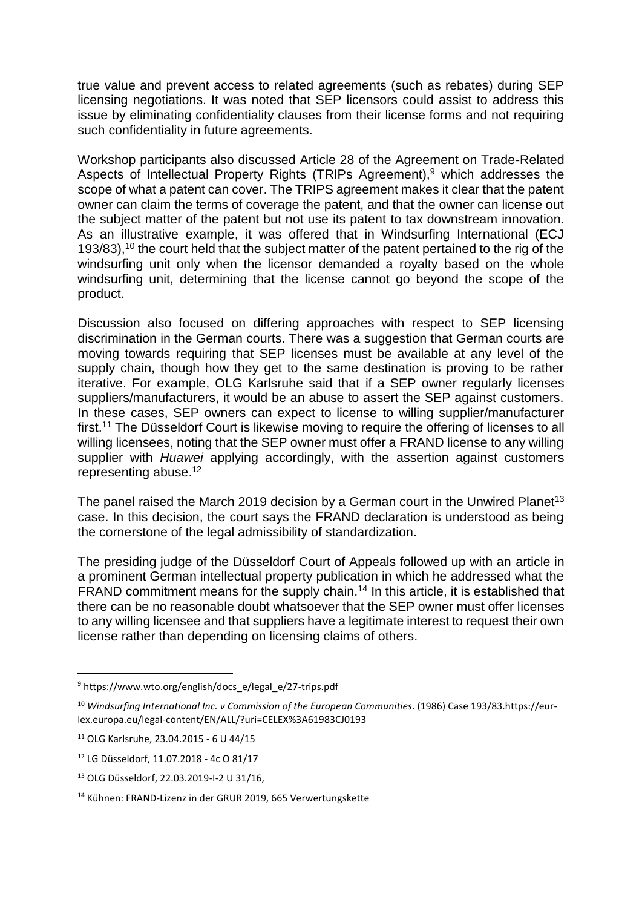true value and prevent access to related agreements (such as rebates) during SEP licensing negotiations. It was noted that SEP licensors could assist to address this issue by eliminating confidentiality clauses from their license forms and not requiring such confidentiality in future agreements.

Workshop participants also discussed Article 28 of the Agreement on Trade-Related Aspects of Intellectual Property Rights (TRIPs Agreement),[9] which addresses the scope of what a patent can cover. The TRIPS agreement makes it clear that the patent owner can claim the terms of coverage the patent, and that the owner can license out the subject matter of the patent but not use its patent to tax downstream innovation. As an illustrative example, it was offered that in Windsurfing International (ECJ 193/83),[10] the court held that the subject matter of the patent pertained to the rig of the windsurfing unit only when the licensor demanded a royalty based on the whole windsurfing unit, determining that the license cannot go beyond the scope of the product.

Discussion also focused on differing approaches with respect to SEP licensing discrimination in the German courts. There was a suggestion that German courts are moving towards requiring that SEP licenses must be available at any level of the supply chain, though how they get to the same destination is proving to be rather iterative. For example, OLG Karlsruhe said that if a SEP owner regularly licenses suppliers/manufacturers, it would be an abuse to assert the SEP against customers. In these cases, SEP owners can expect to license to willing supplier/manufacturer first.[11] The Düsseldorf Court is likewise moving to require the offering of licenses to all willing licensees, noting that the SEP owner must offer a FRAND license to any willing supplier with *Huawei* applying accordingly, with the assertion against customers representing abuse.[12]

The panel raised the March 2019 decision by a German court in the Unwired Planet[13] case. In this decision, the court says the FRAND declaration is understood as being the cornerstone of the legal admissibility of standardization.

The presiding judge of the Düsseldorf Court of Appeals followed up with an article in a prominent German intellectual property publication in which he addressed what the FRAND commitment means for the supply chain.[14] In this article, it is established that there can be no reasonable doubt whatsoever that the SEP owner must offer licenses to any willing licensee and that suppliers have a legitimate interest to request their own license rather than depending on licensing claims of others.

---

[9] https://www.wto.org/english/docs_e/legal_e/27-trips.pdf

[10] *Windsurfing International Inc. v Commission of the European Communities*. (1986) Case 193/83.https://eur-lex.europa.eu/legal-content/EN/ALL/?uri=CELEX%3A61983CJ0193

[11] OLG Karlsruhe, 23.04.2015 - 6 U 44/15

[12] LG Düsseldorf, 11.07.2018 - 4c O 81/17

[13] OLG Düsseldorf, 22.03.2019-I-2 U 31/16,

[14] Kühnen: FRAND-Lizenz in der GRUR 2019, 665 Verwertungskette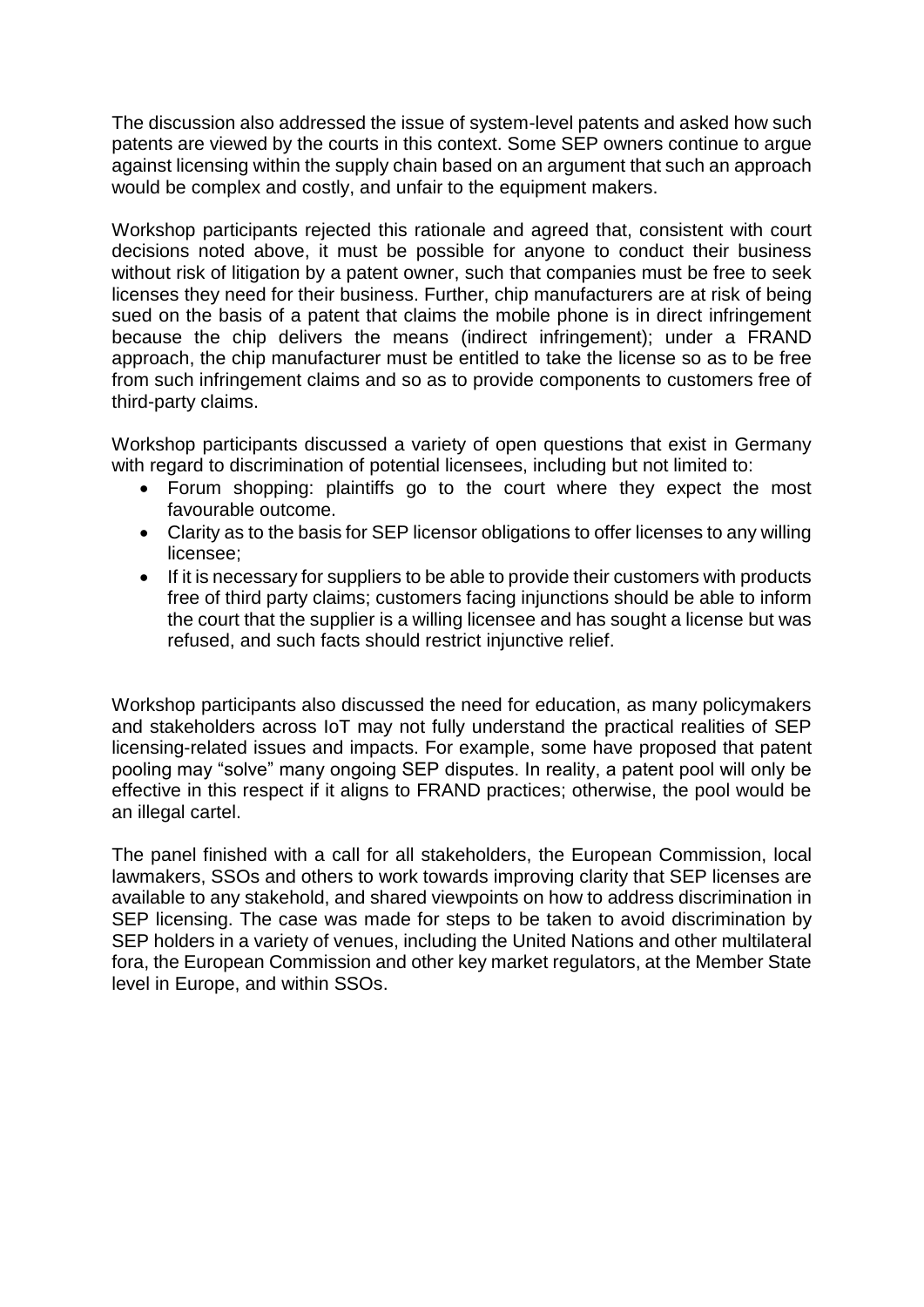The discussion also addressed the issue of system-level patents and asked how such patents are viewed by the courts in this context. Some SEP owners continue to argue against licensing within the supply chain based on an argument that such an approach would be complex and costly, and unfair to the equipment makers.

Workshop participants rejected this rationale and agreed that, consistent with court decisions noted above, it must be possible for anyone to conduct their business without risk of litigation by a patent owner, such that companies must be free to seek licenses they need for their business. Further, chip manufacturers are at risk of being sued on the basis of a patent that claims the mobile phone is in direct infringement because the chip delivers the means (indirect infringement); under a FRAND approach, the chip manufacturer must be entitled to take the license so as to be free from such infringement claims and so as to provide components to customers free of third-party claims.

Workshop participants discussed a variety of open questions that exist in Germany with regard to discrimination of potential licensees, including but not limited to:

- Forum shopping: plaintiffs go to the court where they expect the most favourable outcome.
- Clarity as to the basis for SEP licensor obligations to offer licenses to any willing licensee;
- If it is necessary for suppliers to be able to provide their customers with products free of third party claims; customers facing injunctions should be able to inform the court that the supplier is a willing licensee and has sought a license but was refused, and such facts should restrict injunctive relief.

Workshop participants also discussed the need for education, as many policymakers and stakeholders across IoT may not fully understand the practical realities of SEP licensing-related issues and impacts. For example, some have proposed that patent pooling may "solve" many ongoing SEP disputes. In reality, a patent pool will only be effective in this respect if it aligns to FRAND practices; otherwise, the pool would be an illegal cartel.

The panel finished with a call for all stakeholders, the European Commission, local lawmakers, SSOs and others to work towards improving clarity that SEP licenses are available to any stakehold, and shared viewpoints on how to address discrimination in SEP licensing. The case was made for steps to be taken to avoid discrimination by SEP holders in a variety of venues, including the United Nations and other multilateral fora, the European Commission and other key market regulators, at the Member State level in Europe, and within SSOs.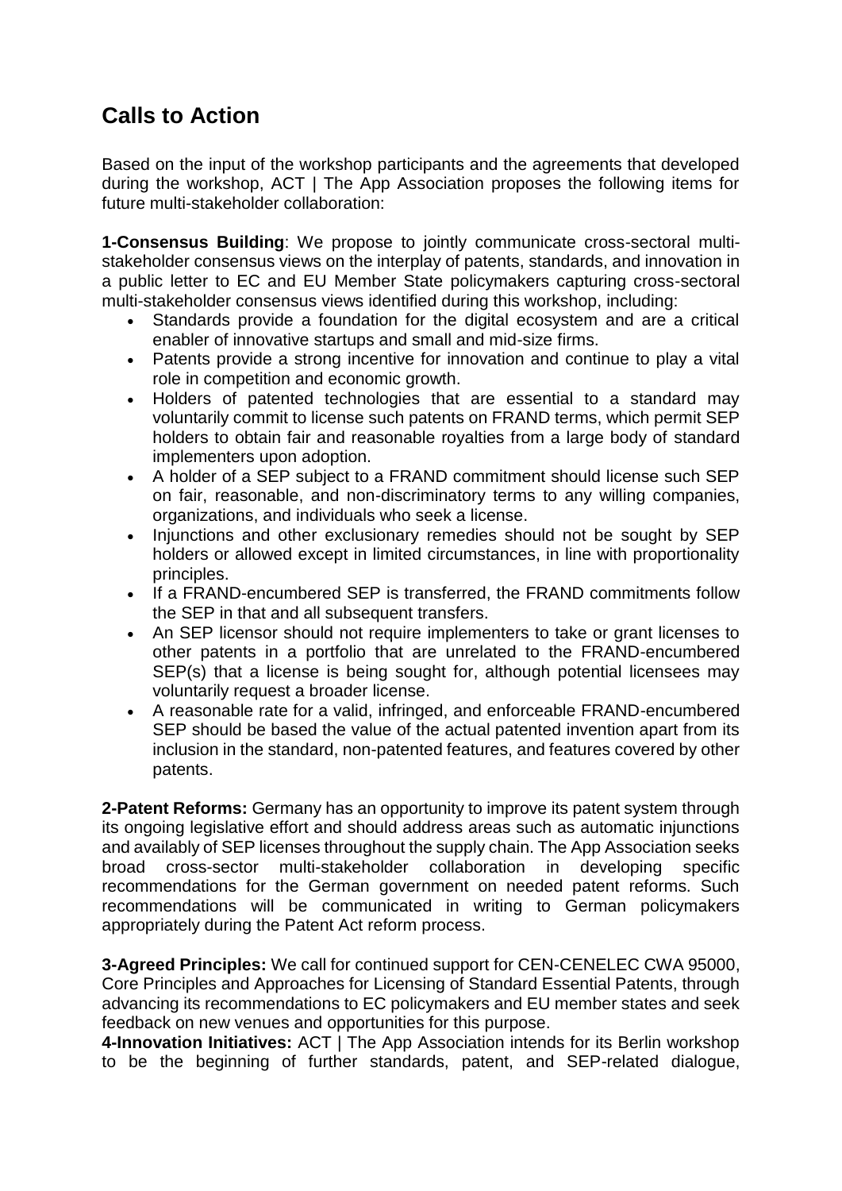## Calls to Action

Based on the input of the workshop participants and the agreements that developed during the workshop, ACT | The App Association proposes the following items for future multi-stakeholder collaboration:

**1-Consensus Building**: We propose to jointly communicate cross-sectoral multi-stakeholder consensus views on the interplay of patents, standards, and innovation in a public letter to EC and EU Member State policymakers capturing cross-sectoral multi-stakeholder consensus views identified during this workshop, including:

- Standards provide a foundation for the digital ecosystem and are a critical enabler of innovative startups and small and mid-size firms.
- Patents provide a strong incentive for innovation and continue to play a vital role in competition and economic growth.
- Holders of patented technologies that are essential to a standard may voluntarily commit to license such patents on FRAND terms, which permit SEP holders to obtain fair and reasonable royalties from a large body of standard implementers upon adoption.
- A holder of a SEP subject to a FRAND commitment should license such SEP on fair, reasonable, and non-discriminatory terms to any willing companies, organizations, and individuals who seek a license.
- Injunctions and other exclusionary remedies should not be sought by SEP holders or allowed except in limited circumstances, in line with proportionality principles.
- If a FRAND-encumbered SEP is transferred, the FRAND commitments follow the SEP in that and all subsequent transfers.
- An SEP licensor should not require implementers to take or grant licenses to other patents in a portfolio that are unrelated to the FRAND-encumbered SEP(s) that a license is being sought for, although potential licensees may voluntarily request a broader license.
- A reasonable rate for a valid, infringed, and enforceable FRAND-encumbered SEP should be based the value of the actual patented invention apart from its inclusion in the standard, non-patented features, and features covered by other patents.

**2-Patent Reforms:** Germany has an opportunity to improve its patent system through its ongoing legislative effort and should address areas such as automatic injunctions and availably of SEP licenses throughout the supply chain. The App Association seeks broad cross-sector multi-stakeholder collaboration in developing specific recommendations for the German government on needed patent reforms. Such recommendations will be communicated in writing to German policymakers appropriately during the Patent Act reform process.

**3-Agreed Principles:** We call for continued support for CEN-CENELEC CWA 95000, Core Principles and Approaches for Licensing of Standard Essential Patents, through advancing its recommendations to EC policymakers and EU member states and seek feedback on new venues and opportunities for this purpose.

**4-Innovation Initiatives:** ACT | The App Association intends for its Berlin workshop to be the beginning of further standards, patent, and SEP-related dialogue,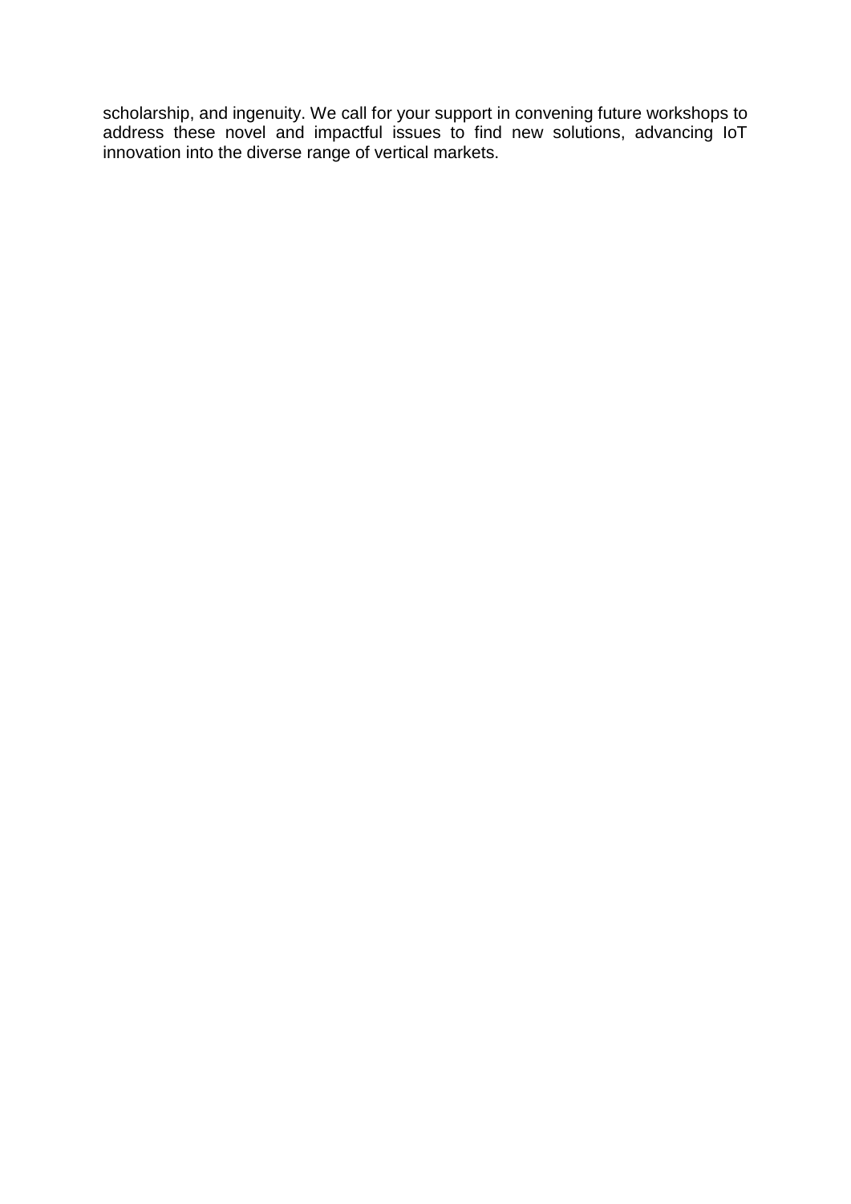scholarship, and ingenuity. We call for your support in convening future workshops to address these novel and impactful issues to find new solutions, advancing IoT innovation into the diverse range of vertical markets.